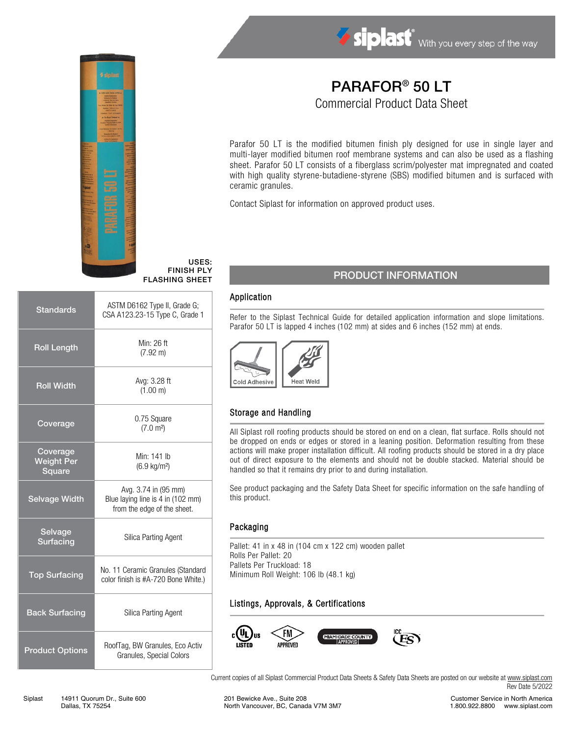siplast® With you every step of the way

# PARAFOR® 50 LT

## Commercial Product Data Sheet

Parafor 50 LT is the modified bitumen finish ply designed for use in single layer and multi-layer modified bitumen roof membrane systems and can also be used as a flashing sheet. Parafor 50 LT consists of a fiberglass scrim/polyester mat impregnated and coated with high quality styrene-butadiene-styrene (SBS) modified bitumen and is surfaced with ceramic granules.

Contact Siplast for information on approved product uses.

**USES:**
**FINISH PLY**
**FLASHING SHEET**

| | |
|---|---|
| Standards | ASTM D6162 Type II, Grade G; CSA A123.23-15 Type C, Grade 1 |
| Roll Length | Min: 26 ft (7.92 m) |
| Roll Width | Avg: 3.28 ft (1.00 m) |
| Coverage | 0.75 Square (7.0 m²) |
| Coverage Weight Per Square | Min: 141 lb (6.9 kg/m²) |
| Selvage Width | Avg. 3.74 in (95 mm) Blue laying line is 4 in (102 mm) from the edge of the sheet. |
| Selvage Surfacing | Silica Parting Agent |
| Top Surfacing | No. 11 Ceramic Granules (Standard color finish is #A-720 Bone White.) |
| Back Surfacing | Silica Parting Agent |
| Product Options | RoofTag, BW Granules, Eco Activ Granules, Special Colors |

## PRODUCT INFORMATION

### Application

Refer to the Siplast Technical Guide for detailed application information and slope limitations. Parafor 50 LT is lapped 4 inches (102 mm) at sides and 6 inches (152 mm) at ends.

Cold Adhesive | Heat Weld

### Storage and Handling

All Siplast roll roofing products should be stored on end on a clean, flat surface. Rolls should not be dropped on ends or edges or stored in a leaning position. Deformation resulting from these actions will make proper installation difficult. All roofing products should be stored in a dry place out of direct exposure to the elements and should not be double stacked. Material should be handled so that it remains dry prior to and during installation.

See product packaging and the Safety Data Sheet for specific information on the safe handling of this product.

### Packaging

Pallet: 41 in x 48 in (104 cm x 122 cm) wooden pallet
Rolls Per Pallet: 20
Pallets Per Truckload: 18
Minimum Roll Weight: 106 lb (48.1 kg)

### Listings, Approvals, & Certifications

c UL us LISTED | FM APPROVED | MIAMI-DADE COUNTY APPROVED | ICC ES

Current copies of all Siplast Commercial Product Data Sheets & Safety Data Sheets are posted on our website at www.siplast.com

Rev Date 5/2022

Siplast 14911 Quorum Dr., Suite 600 Dallas, TX 75254 | 201 Bewicke Ave., Suite 208 North Vancouver, BC, Canada V7M 3M7 | Customer Service in North America 1.800.922.8800 www.siplast.com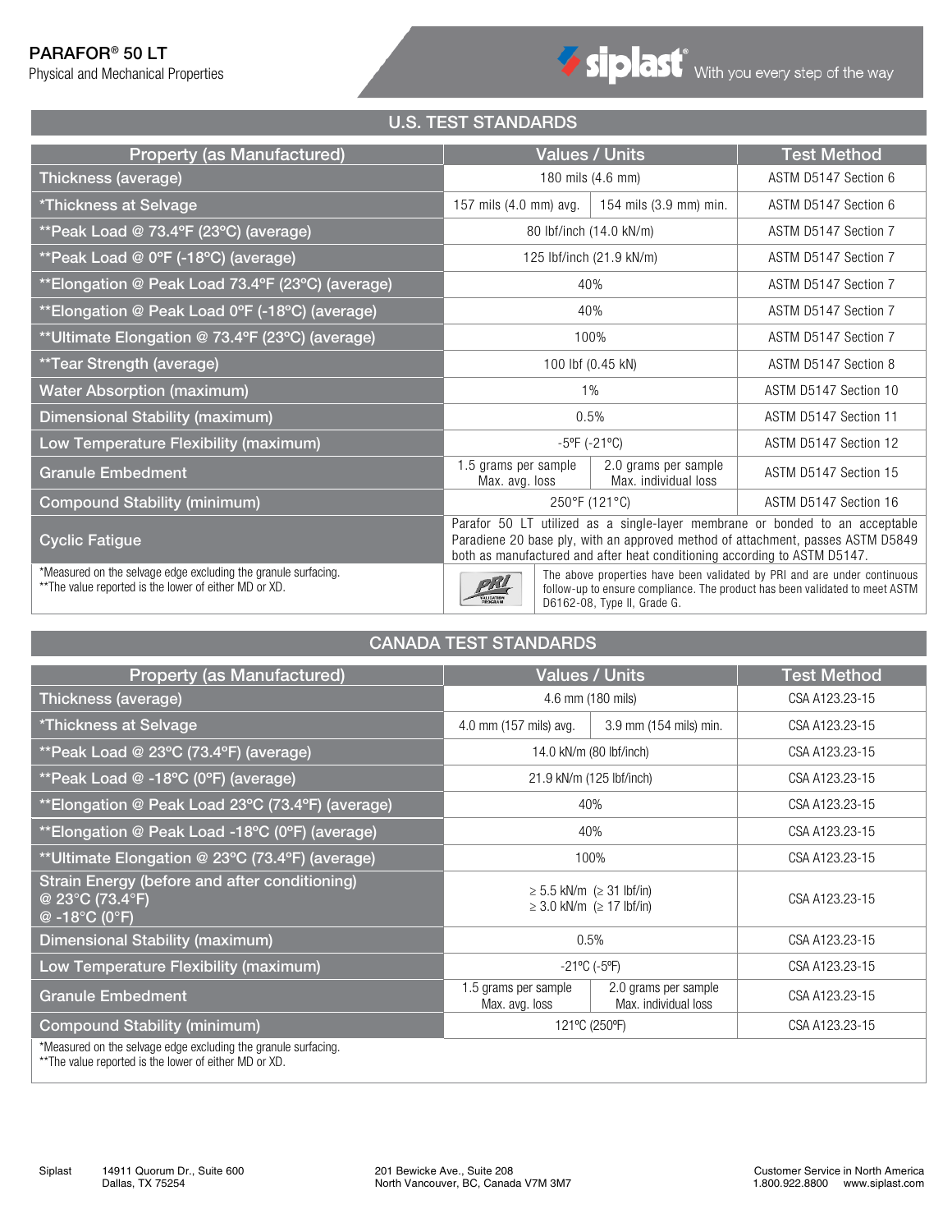# PARAFOR® 50 LT

Physical and Mechanical Properties

## U.S. TEST STANDARDS

| Property (as Manufactured) | Values / Units | | Test Method |
|---|---|---|---|
| Thickness (average) | 180 mils (4.6 mm) | | ASTM D5147 Section 6 |
| *Thickness at Selvage | 157 mils (4.0 mm) avg. | 154 mils (3.9 mm) min. | ASTM D5147 Section 6 |
| **Peak Load @ 73.4ºF (23ºC) (average) | 80 lbf/inch (14.0 kN/m) | | ASTM D5147 Section 7 |
| **Peak Load @ 0ºF (-18ºC) (average) | 125 lbf/inch (21.9 kN/m) | | ASTM D5147 Section 7 |
| **Elongation @ Peak Load 73.4ºF (23ºC) (average) | 40% | | ASTM D5147 Section 7 |
| **Elongation @ Peak Load 0ºF (-18ºC) (average) | 40% | | ASTM D5147 Section 7 |
| **Ultimate Elongation @ 73.4ºF (23ºC) (average) | 100% | | ASTM D5147 Section 7 |
| **Tear Strength (average) | 100 lbf (0.45 kN) | | ASTM D5147 Section 8 |
| Water Absorption (maximum) | 1% | | ASTM D5147 Section 10 |
| Dimensional Stability (maximum) | 0.5% | | ASTM D5147 Section 11 |
| Low Temperature Flexibility (maximum) | -5ºF (-21ºC) | | ASTM D5147 Section 12 |
| Granule Embedment | 1.5 grams per sample Max. avg. loss | 2.0 grams per sample Max. individual loss | ASTM D5147 Section 15 |
| Compound Stability (minimum) | 250°F (121°C) | | ASTM D5147 Section 16 |
| Cyclic Fatigue | Parafor 50 LT utilized as a single-layer membrane or bonded to an acceptable Paradiene 20 base ply, with an approved method of attachment, passes ASTM D5849 both as manufactured and after heat conditioning according to ASTM D5147. | | |

*Measured on the selvage edge excluding the granule surfacing.
**The value reported is the lower of either MD or XD.

The above properties have been validated by PRI and are under continuous follow-up to ensure compliance. The product has been validated to meet ASTM D6162-08, Type II, Grade G.

## CANADA TEST STANDARDS

| Property (as Manufactured) | Values / Units | | Test Method |
|---|---|---|---|
| Thickness (average) | 4.6 mm (180 mils) | | CSA A123.23-15 |
| *Thickness at Selvage | 4.0 mm (157 mils) avg. | 3.9 mm (154 mils) min. | CSA A123.23-15 |
| **Peak Load @ 23ºC (73.4ºF) (average) | 14.0 kN/m (80 lbf/inch) | | CSA A123.23-15 |
| **Peak Load @ -18ºC (0ºF) (average) | 21.9 kN/m (125 lbf/inch) | | CSA A123.23-15 |
| **Elongation @ Peak Load 23ºC (73.4ºF) (average) | 40% | | CSA A123.23-15 |
| **Elongation @ Peak Load -18ºC (0ºF) (average) | 40% | | CSA A123.23-15 |
| **Ultimate Elongation @ 23ºC (73.4ºF) (average) | 100% | | CSA A123.23-15 |
| Strain Energy (before and after conditioning) @ 23°C (73.4°F) @ -18°C (0°F) | ≥ 5.5 kN/m (≥ 31 lbf/in) ≥ 3.0 kN/m (≥ 17 lbf/in) | | CSA A123.23-15 |
| Dimensional Stability (maximum) | 0.5% | | CSA A123.23-15 |
| Low Temperature Flexibility (maximum) | -21ºC (-5ºF) | | CSA A123.23-15 |
| Granule Embedment | 1.5 grams per sample Max. avg. loss | 2.0 grams per sample Max. individual loss | CSA A123.23-15 |
| Compound Stability (minimum) | 121ºC (250ºF) | | CSA A123.23-15 |

*Measured on the selvage edge excluding the granule surfacing.
**The value reported is the lower of either MD or XD.

Siplast 14911 Quorum Dr., Suite 600 Dallas, TX 75254

201 Bewicke Ave., Suite 208 North Vancouver, BC, Canada V7M 3M7

Customer Service in North America 1.800.922.8800 www.siplast.com